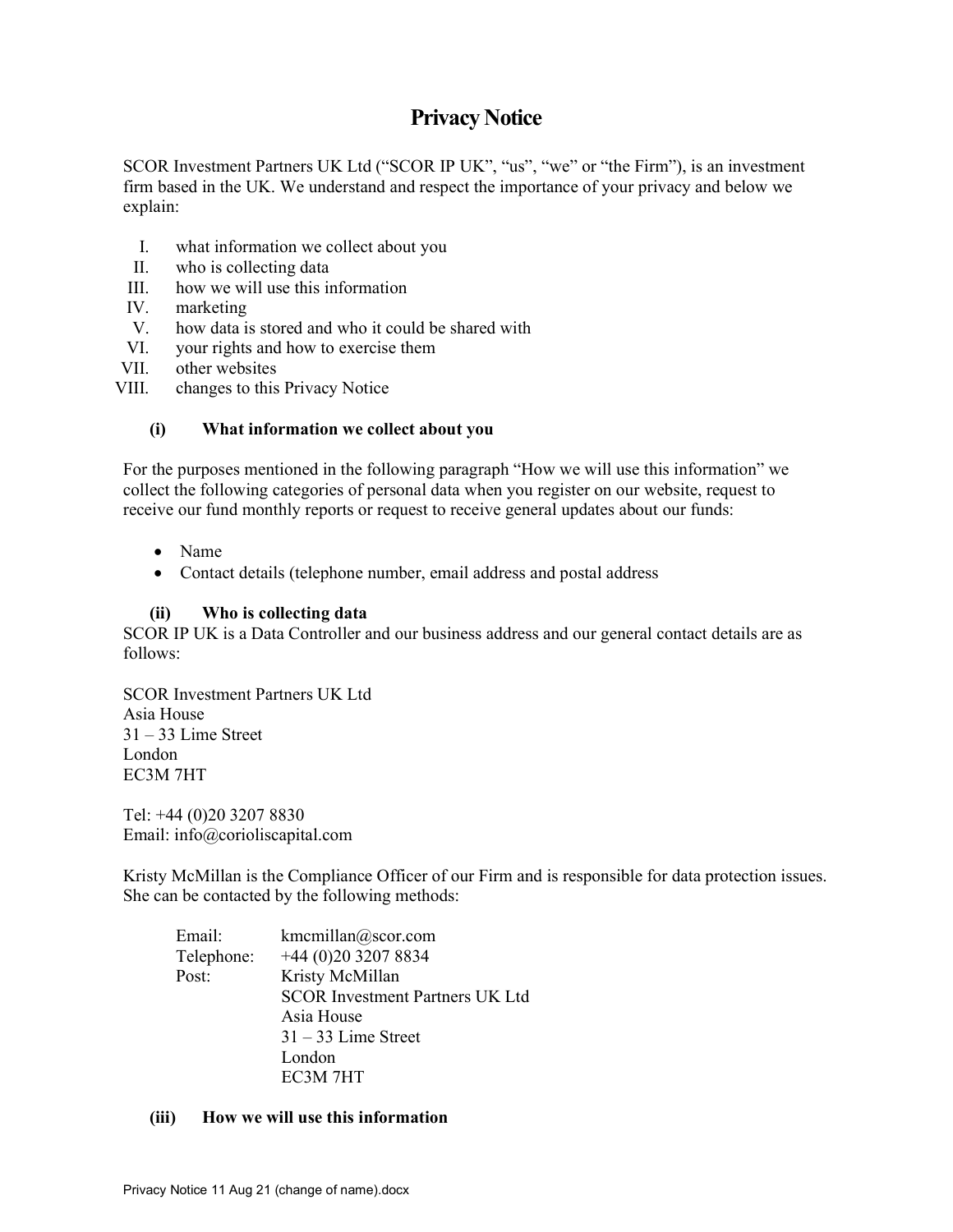# Privacy Notice

SCOR Investment Partners UK Ltd ("SCOR IP UK", "us", "we" or "the Firm"), is an investment firm based in the UK. We understand and respect the importance of your privacy and below we explain:

I. what information we collect about you
II. who is collecting data
III. how we will use this information
IV. marketing
V. how data is stored and who it could be shared with
VI. your rights and how to exercise them
VII. other websites
VIII. changes to this Privacy Notice

### (i) What information we collect about you

For the purposes mentioned in the following paragraph "How we will use this information" we collect the following categories of personal data when you register on our website, request to receive our fund monthly reports or request to receive general updates about our funds:

- Name
- Contact details (telephone number, email address and postal address

### (ii) Who is collecting data

SCOR IP UK is a Data Controller and our business address and our general contact details are as follows:

SCOR Investment Partners UK Ltd
Asia House
31 – 33 Lime Street
London
EC3M 7HT

Tel: +44 (0)20 3207 8830
Email: info@corioliscapital.com

Kristy McMillan is the Compliance Officer of our Firm and is responsible for data protection issues. She can be contacted by the following methods:

Email: kmcmillan@scor.com
Telephone: +44 (0)20 3207 8834
Post: Kristy McMillan
SCOR Investment Partners UK Ltd
Asia House
31 – 33 Lime Street
London
EC3M 7HT

### (iii) How we will use this information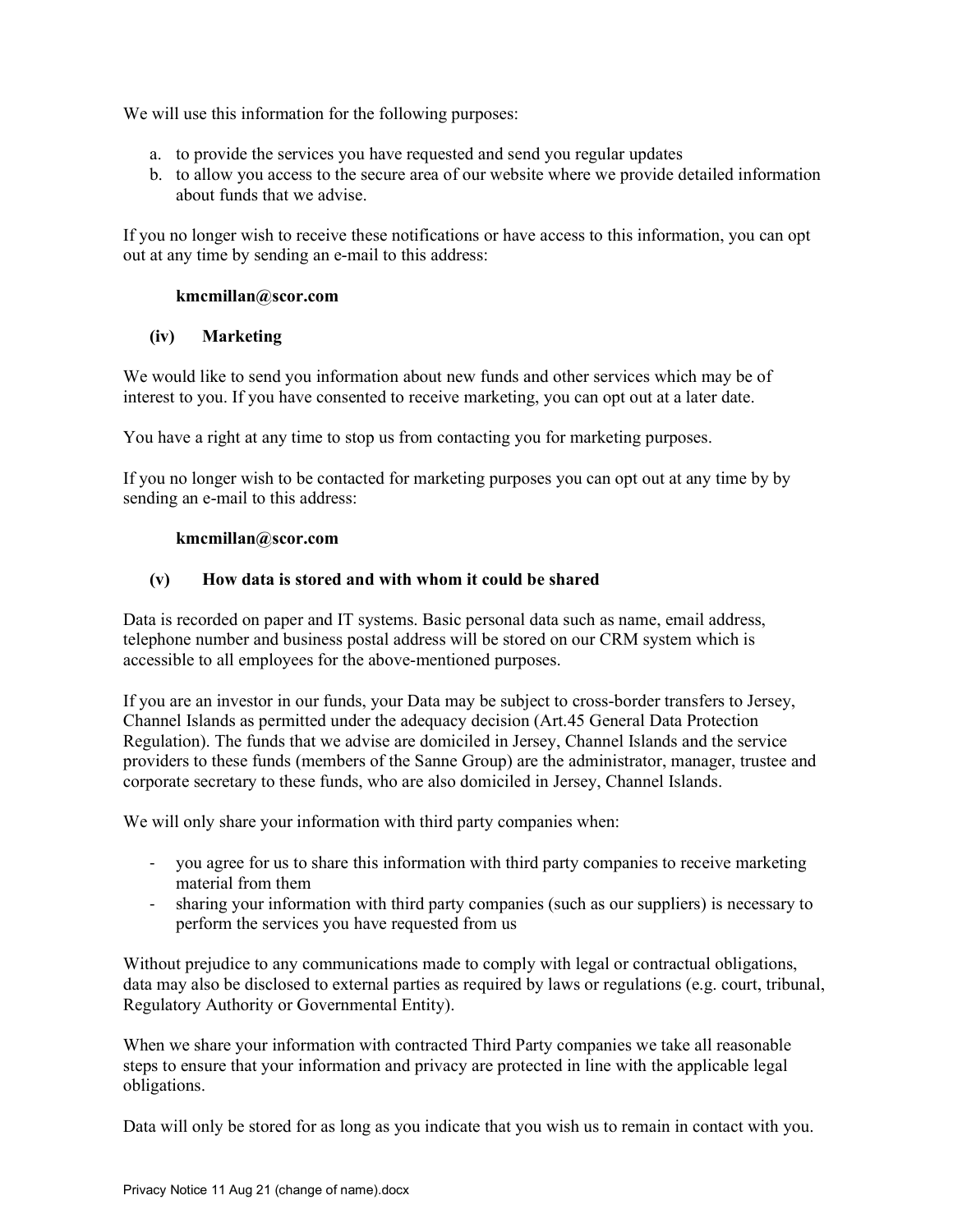We will use this information for the following purposes:

a. to provide the services you have requested and send you regular updates
b. to allow you access to the secure area of our website where we provide detailed information about funds that we advise.

If you no longer wish to receive these notifications or have access to this information, you can opt out at any time by sending an e-mail to this address:

**kmcmillan@scor.com**

### (iv) Marketing

We would like to send you information about new funds and other services which may be of interest to you. If you have consented to receive marketing, you can opt out at a later date.

You have a right at any time to stop us from contacting you for marketing purposes.

If you no longer wish to be contacted for marketing purposes you can opt out at any time by by sending an e-mail to this address:

**kmcmillan@scor.com**

### (v) How data is stored and with whom it could be shared

Data is recorded on paper and IT systems. Basic personal data such as name, email address, telephone number and business postal address will be stored on our CRM system which is accessible to all employees for the above-mentioned purposes.

If you are an investor in our funds, your Data may be subject to cross-border transfers to Jersey, Channel Islands as permitted under the adequacy decision (Art.45 General Data Protection Regulation). The funds that we advise are domiciled in Jersey, Channel Islands and the service providers to these funds (members of the Sanne Group) are the administrator, manager, trustee and corporate secretary to these funds, who are also domiciled in Jersey, Channel Islands.

We will only share your information with third party companies when:

- you agree for us to share this information with third party companies to receive marketing material from them
- sharing your information with third party companies (such as our suppliers) is necessary to perform the services you have requested from us

Without prejudice to any communications made to comply with legal or contractual obligations, data may also be disclosed to external parties as required by laws or regulations (e.g. court, tribunal, Regulatory Authority or Governmental Entity).

When we share your information with contracted Third Party companies we take all reasonable steps to ensure that your information and privacy are protected in line with the applicable legal obligations.

Data will only be stored for as long as you indicate that you wish us to remain in contact with you.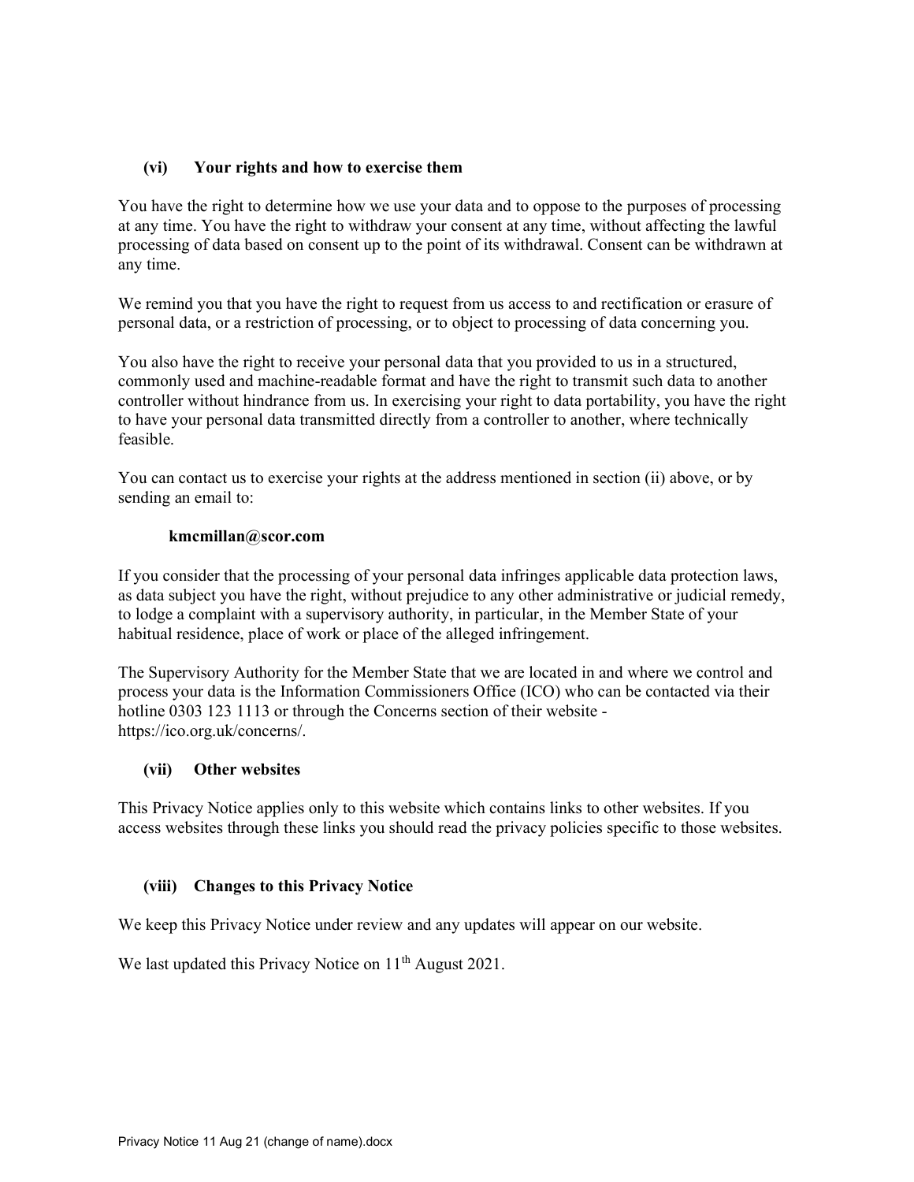### (vi) Your rights and how to exercise them

You have the right to determine how we use your data and to oppose to the purposes of processing at any time. You have the right to withdraw your consent at any time, without affecting the lawful processing of data based on consent up to the point of its withdrawal. Consent can be withdrawn at any time.

We remind you that you have the right to request from us access to and rectification or erasure of personal data, or a restriction of processing, or to object to processing of data concerning you.

You also have the right to receive your personal data that you provided to us in a structured, commonly used and machine-readable format and have the right to transmit such data to another controller without hindrance from us. In exercising your right to data portability, you have the right to have your personal data transmitted directly from a controller to another, where technically feasible.

You can contact us to exercise your rights at the address mentioned in section (ii) above, or by sending an email to:

**kmcmillan@scor.com**

If you consider that the processing of your personal data infringes applicable data protection laws, as data subject you have the right, without prejudice to any other administrative or judicial remedy, to lodge a complaint with a supervisory authority, in particular, in the Member State of your habitual residence, place of work or place of the alleged infringement.

The Supervisory Authority for the Member State that we are located in and where we control and process your data is the Information Commissioners Office (ICO) who can be contacted via their hotline 0303 123 1113 or through the Concerns section of their website - https://ico.org.uk/concerns/.

### (vii) Other websites

This Privacy Notice applies only to this website which contains links to other websites. If you access websites through these links you should read the privacy policies specific to those websites.

### (viii) Changes to this Privacy Notice

We keep this Privacy Notice under review and any updates will appear on our website.

We last updated this Privacy Notice on 11th August 2021.